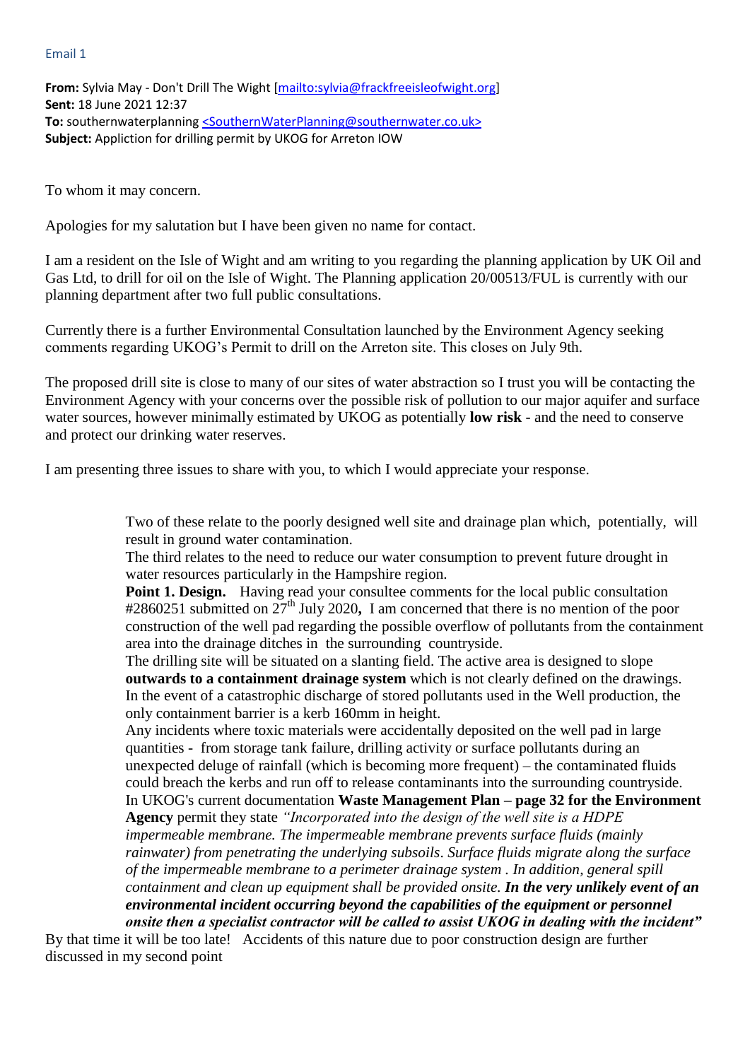Email 1

**From:** Sylvia May - Don't Drill The Wight [mailto:sylvia@frackfreeisleofwight.org]
**Sent:** 18 June 2021 12:37
**To:** southernwaterplanning <SouthernWaterPlanning@southernwater.co.uk>
**Subject:** Appliction for drilling permit by UKOG for Arreton IOW

To whom it may concern.

Apologies for my salutation but I have been given no name for contact.

I am a resident on the Isle of Wight and am writing to you regarding the planning application by UK Oil and Gas Ltd, to drill for oil on the Isle of Wight. The Planning application 20/00513/FUL is currently with our planning department after two full public consultations.

Currently there is a further Environmental Consultation launched by the Environment Agency seeking comments regarding UKOG's Permit to drill on the Arreton site. This closes on July 9th.

The proposed drill site is close to many of our sites of water abstraction so I trust you will be contacting the Environment Agency with your concerns over the possible risk of pollution to our major aquifer and surface water sources, however minimally estimated by UKOG as potentially **low risk** - and the need to conserve and protect our drinking water reserves.

I am presenting three issues to share with you, to which I would appreciate your response.

> Two of these relate to the poorly designed well site and drainage plan which, potentially, will result in ground water contamination.
> The third relates to the need to reduce our water consumption to prevent future drought in water resources particularly in the Hampshire region.
> **Point 1. Design.** Having read your consultee comments for the local public consultation #2860251 submitted on 27th July 2020**,** I am concerned that there is no mention of the poor construction of the well pad regarding the possible overflow of pollutants from the containment area into the drainage ditches in the surrounding countryside.
> The drilling site will be situated on a slanting field. The active area is designed to slope **outwards to a containment drainage system** which is not clearly defined on the drawings. In the event of a catastrophic discharge of stored pollutants used in the Well production, the only containment barrier is a kerb 160mm in height.
> Any incidents where toxic materials were accidentally deposited on the well pad in large quantities - from storage tank failure, drilling activity or surface pollutants during an unexpected deluge of rainfall (which is becoming more frequent) – the contaminated fluids could breach the kerbs and run off to release contaminants into the surrounding countryside.
> In UKOG's current documentation **Waste Management Plan – page 32 for the Environment Agency** permit they state *"Incorporated into the design of the well site is a HDPE impermeable membrane. The impermeable membrane prevents surface fluids (mainly rainwater) from penetrating the underlying subsoils. Surface fluids migrate along the surface of the impermeable membrane to a perimeter drainage system . In addition, general spill containment and clean up equipment shall be provided onsite.* ***In the very unlikely event of an environmental incident occurring beyond the capabilities of the equipment or personnel onsite then a specialist contractor will be called to assist UKOG in dealing with the incident"***

By that time it will be too late! Accidents of this nature due to poor construction design are further discussed in my second point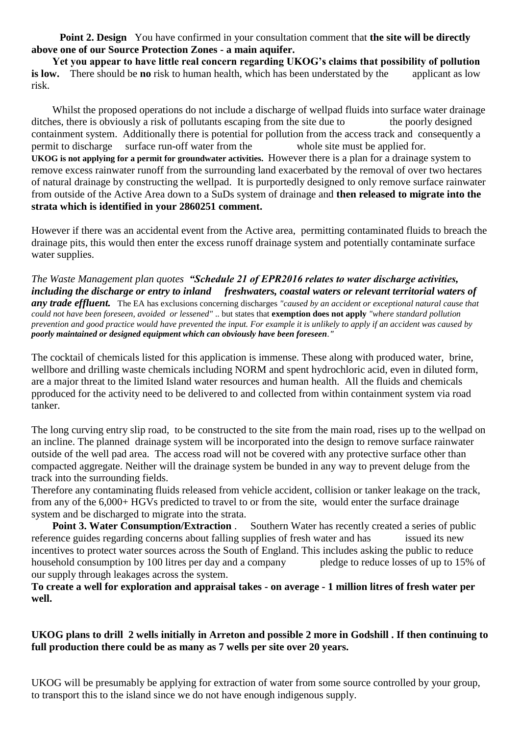**Point 2. Design** You have confirmed in your consultation comment that **the site will be directly above one of our Source Protection Zones - a main aquifer.**

**Yet you appear to have little real concern regarding UKOG's claims that possibility of pollution is low.** There should be **no** risk to human health, which has been understated by the applicant as low risk.

Whilst the proposed operations do not include a discharge of wellpad fluids into surface water drainage ditches, there is obviously a risk of pollutants escaping from the site due to the poorly designed containment system. Additionally there is potential for pollution from the access track and consequently a permit to discharge surface run-off water from the whole site must be applied for.
**UKOG is not applying for a permit for groundwater activities.** However there is a plan for a drainage system to remove excess rainwater runoff from the surrounding land exacerbated by the removal of over two hectares of natural drainage by constructing the wellpad. It is purportedly designed to only remove surface rainwater from outside of the Active Area down to a SuDs system of drainage and **then released to migrate into the strata which is identified in your 2860251 comment.**

However if there was an accidental event from the Active area, permitting contaminated fluids to breach the drainage pits, this would then enter the excess runoff drainage system and potentially contaminate surface water supplies.

*The Waste Management plan quotes* ***"Schedule 21 of EPR2016 relates to water discharge activities, including the discharge or entry to inland freshwaters, coastal waters or relevant territorial waters of any trade effluent.*** The EA has exclusions concerning discharges *"caused by an accident or exceptional natural cause that could not have been foreseen, avoided or lessened"* .. but states that **exemption does not apply** *"where standard pollution prevention and good practice would have prevented the input. For example it is unlikely to apply if an accident was caused by* ***poorly maintained or designed equipment which can obviously have been foreseen****."*

The cocktail of chemicals listed for this application is immense. These along with produced water, brine, wellbore and drilling waste chemicals including NORM and spent hydrochloric acid, even in diluted form, are a major threat to the limited Island water resources and human health. All the fluids and chemicals pproduced for the activity need to be delivered to and collected from within containment system via road tanker.

The long curving entry slip road, to be constructed to the site from the main road, rises up to the wellpad on an incline. The planned drainage system will be incorporated into the design to remove surface rainwater outside of the well pad area. The access road will not be covered with any protective surface other than compacted aggregate. Neither will the drainage system be bunded in any way to prevent deluge from the track into the surrounding fields.
Therefore any contaminating fluids released from vehicle accident, collision or tanker leakage on the track, from any of the 6,000+ HGVs predicted to travel to or from the site, would enter the surface drainage system and be discharged to migrate into the strata.

**Point 3. Water Consumption/Extraction** . Southern Water has recently created a series of public reference guides regarding concerns about falling supplies of fresh water and has issued its new incentives to protect water sources across the South of England. This includes asking the public to reduce household consumption by 100 litres per day and a company pledge to reduce losses of up to 15% of our supply through leakages across the system.
**To create a well for exploration and appraisal takes - on average - 1 million litres of fresh water per well.**

**UKOG plans to drill 2 wells initially in Arreton and possible 2 more in Godshill . If then continuing to full production there could be as many as 7 wells per site over 20 years.**

UKOG will be presumably be applying for extraction of water from some source controlled by your group, to transport this to the island since we do not have enough indigenous supply.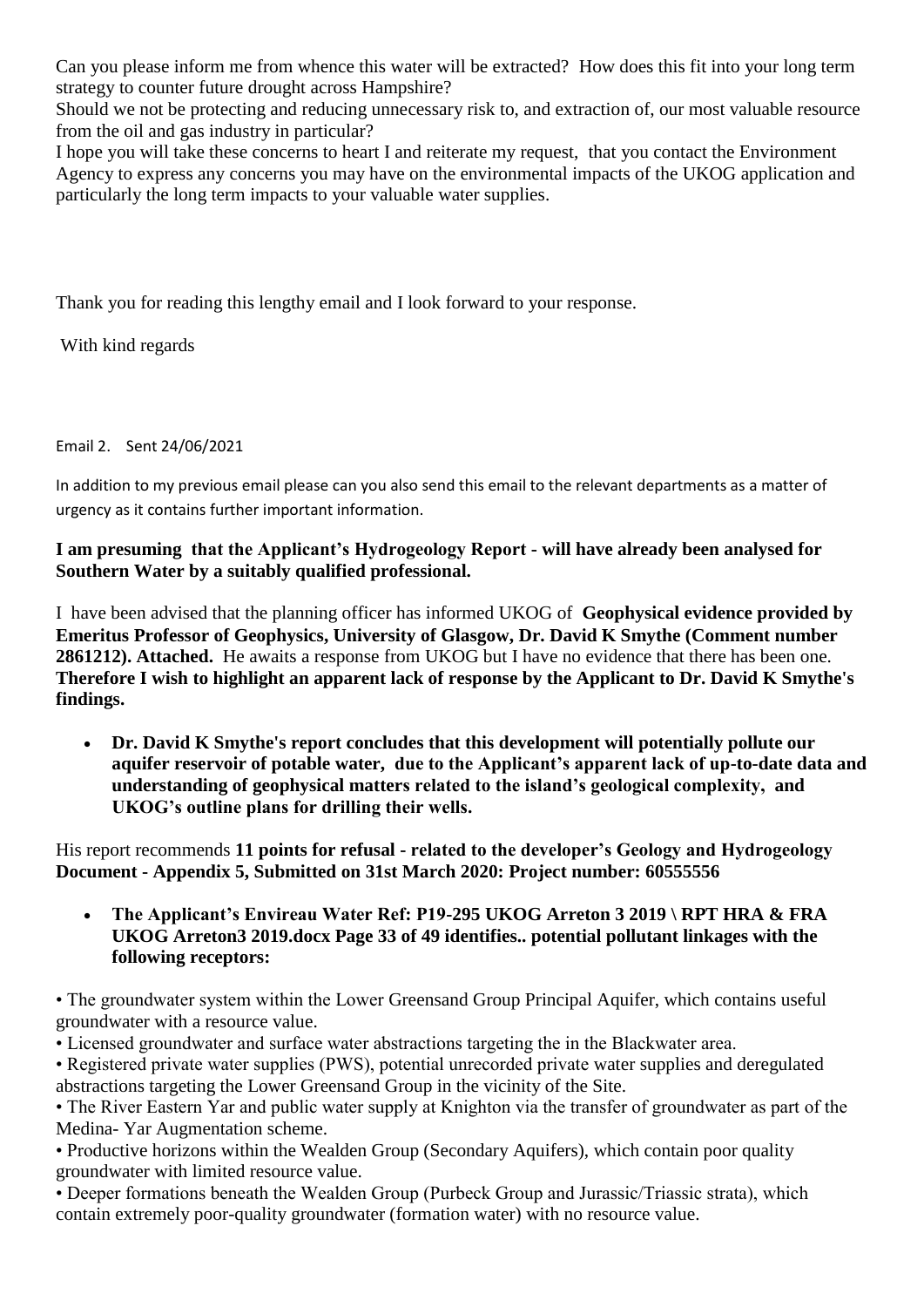Can you please inform me from whence this water will be extracted? How does this fit into your long term strategy to counter future drought across Hampshire?

Should we not be protecting and reducing unnecessary risk to, and extraction of, our most valuable resource from the oil and gas industry in particular?

I hope you will take these concerns to heart I and reiterate my request, that you contact the Environment Agency to express any concerns you may have on the environmental impacts of the UKOG application and particularly the long term impacts to your valuable water supplies.

Thank you for reading this lengthy email and I look forward to your response.

With kind regards

Email 2. Sent 24/06/2021

In addition to my previous email please can you also send this email to the relevant departments as a matter of urgency as it contains further important information.

**I am presuming that the Applicant's Hydrogeology Report - will have already been analysed for Southern Water by a suitably qualified professional.**

I have been advised that the planning officer has informed UKOG of **Geophysical evidence provided by Emeritus Professor of Geophysics, University of Glasgow, Dr. David K Smythe (Comment number 2861212). Attached.** He awaits a response from UKOG but I have no evidence that there has been one. **Therefore I wish to highlight an apparent lack of response by the Applicant to Dr. David K Smythe's findings.**

- **Dr. David K Smythe's report concludes that this development will potentially pollute our aquifer reservoir of potable water, due to the Applicant's apparent lack of up-to-date data and understanding of geophysical matters related to the island's geological complexity, and UKOG's outline plans for drilling their wells.**

His report recommends **11 points for refusal - related to the developer's Geology and Hydrogeology Document - Appendix 5, Submitted on 31st March 2020: Project number: 60555556**

- **The Applicant's Envireau Water Ref: P19-295 UKOG Arreton 3 2019 \ RPT HRA & FRA UKOG Arreton3 2019.docx Page 33 of 49 identifies.. potential pollutant linkages with the following receptors:**

• The groundwater system within the Lower Greensand Group Principal Aquifer, which contains useful groundwater with a resource value.

• Licensed groundwater and surface water abstractions targeting the in the Blackwater area.

• Registered private water supplies (PWS), potential unrecorded private water supplies and deregulated abstractions targeting the Lower Greensand Group in the vicinity of the Site.

• The River Eastern Yar and public water supply at Knighton via the transfer of groundwater as part of the Medina- Yar Augmentation scheme.

• Productive horizons within the Wealden Group (Secondary Aquifers), which contain poor quality groundwater with limited resource value.

• Deeper formations beneath the Wealden Group (Purbeck Group and Jurassic/Triassic strata), which contain extremely poor-quality groundwater (formation water) with no resource value.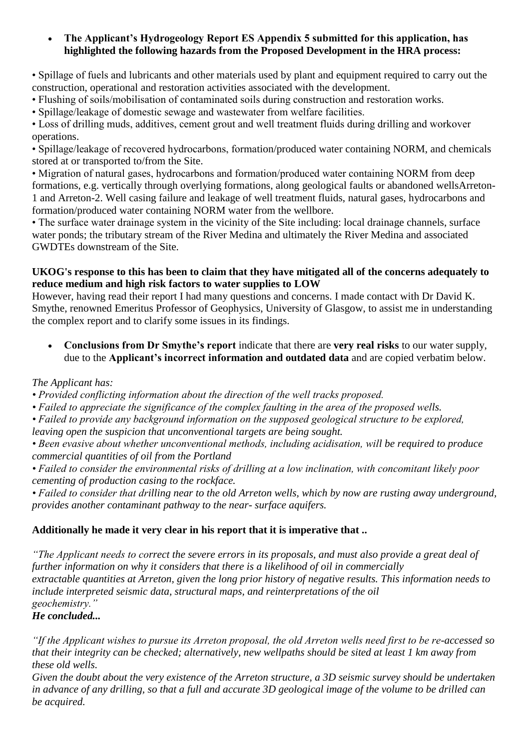- **The Applicant's Hydrogeology Report ES Appendix 5 submitted for this application, has highlighted the following hazards from the Proposed Development in the HRA process:**

• Spillage of fuels and lubricants and other materials used by plant and equipment required to carry out the construction, operational and restoration activities associated with the development.
• Flushing of soils/mobilisation of contaminated soils during construction and restoration works.
• Spillage/leakage of domestic sewage and wastewater from welfare facilities.
• Loss of drilling muds, additives, cement grout and well treatment fluids during drilling and workover operations.
• Spillage/leakage of recovered hydrocarbons, formation/produced water containing NORM, and chemicals stored at or transported to/from the Site.
• Migration of natural gases, hydrocarbons and formation/produced water containing NORM from deep formations, e.g. vertically through overlying formations, along geological faults or abandoned wellsArreton-1 and Arreton-2. Well casing failure and leakage of well treatment fluids, natural gases, hydrocarbons and formation/produced water containing NORM water from the wellbore.
• The surface water drainage system in the vicinity of the Site including: local drainage channels, surface water ponds; the tributary stream of the River Medina and ultimately the River Medina and associated GWDTEs downstream of the Site.

**UKOG's response to this has been to claim that they have mitigated all of the concerns adequately to reduce medium and high risk factors to water supplies to LOW**

However, having read their report I had many questions and concerns. I made contact with Dr David K. Smythe, renowned Emeritus Professor of Geophysics, University of Glasgow, to assist me in understanding the complex report and to clarify some issues in its findings.

- **Conclusions from Dr Smythe's report** indicate that there are **very real risks** to our water supply, due to the **Applicant's incorrect information and outdated data** and are copied verbatim below.

*The Applicant has:*
*• Provided conflicting information about the direction of the well tracks proposed.*
*• Failed to appreciate the significance of the complex faulting in the area of the proposed wells.*
*• Failed to provide any background information on the supposed geological structure to be explored, leaving open the suspicion that unconventional targets are being sought.*
*• Been evasive about whether unconventional methods, including acidisation, will be required to produce commercial quantities of oil from the Portland*
*• Failed to consider the environmental risks of drilling at a low inclination, with concomitant likely poor cementing of production casing to the rockface.*
*• Failed to consider that drilling near to the old Arreton wells, which by now are rusting away underground, provides another contaminant pathway to the near- surface aquifers.*

**Additionally he made it very clear in his report that it is imperative that ..**

*"The Applicant needs to correct the severe errors in its proposals, and must also provide a great deal of further information on why it considers that there is a likelihood of oil in commercially extractable quantities at Arreton, given the long prior history of negative results. This information needs to include interpreted seismic data, structural maps, and reinterpretations of the oil geochemistry."*

***He concluded...***

*"If the Applicant wishes to pursue its Arreton proposal, the old Arreton wells need first to be re-accessed so that their integrity can be checked; alternatively, new wellpaths should be sited at least 1 km away from these old wells.*

*Given the doubt about the very existence of the Arreton structure, a 3D seismic survey should be undertaken in advance of any drilling, so that a full and accurate 3D geological image of the volume to be drilled can be acquired.*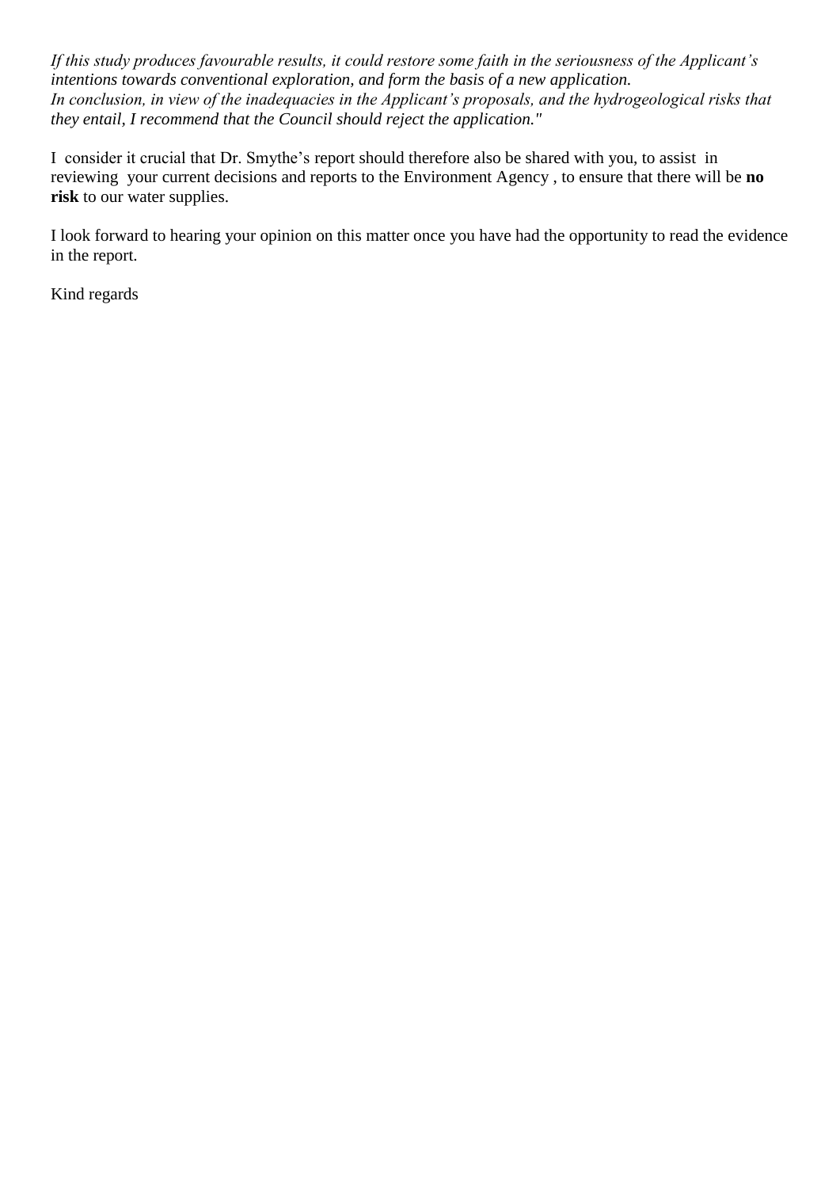*If this study produces favourable results, it could restore some faith in the seriousness of the Applicant's intentions towards conventional exploration, and form the basis of a new application.*
*In conclusion, in view of the inadequacies in the Applicant's proposals, and the hydrogeological risks that they entail, I recommend that the Council should reject the application."*

I consider it crucial that Dr. Smythe's report should therefore also be shared with you, to assist in reviewing your current decisions and reports to the Environment Agency , to ensure that there will be **no risk** to our water supplies.

I look forward to hearing your opinion on this matter once you have had the opportunity to read the evidence in the report.

Kind regards